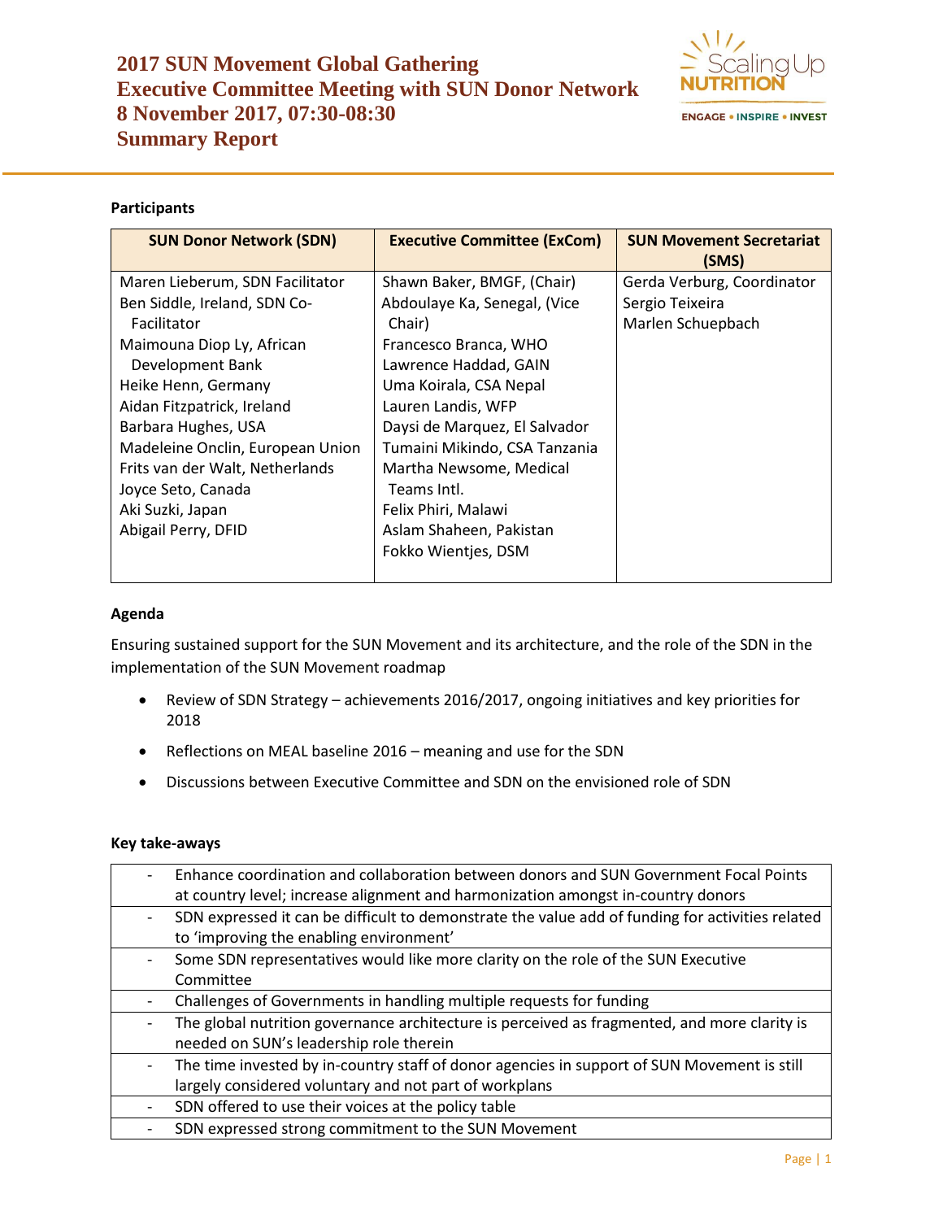# 2017 SUN Movement Global Gathering
# Executive Committee Meeting with SUN Donor Network
# 8 November 2017, 07:30-08:30
# Summary Report

**Participants**

| SUN Donor Network (SDN) | Executive Committee (ExCom) | SUN Movement Secretariat (SMS) |
|---|---|---|
| Maren Lieberum, SDN Facilitator<br>Ben Siddle, Ireland, SDN Co-Facilitator<br>Maimouna Diop Ly, African Development Bank<br>Heike Henn, Germany<br>Aidan Fitzpatrick, Ireland<br>Barbara Hughes, USA<br>Madeleine Onclin, European Union<br>Frits van der Walt, Netherlands<br>Joyce Seto, Canada<br>Aki Suzki, Japan<br>Abigail Perry, DFID | Shawn Baker, BMGF, (Chair)<br>Abdoulaye Ka, Senegal, (Vice Chair)<br>Francesco Branca, WHO<br>Lawrence Haddad, GAIN<br>Uma Koirala, CSA Nepal<br>Lauren Landis, WFP<br>Daysi de Marquez, El Salvador<br>Tumaini Mikindo, CSA Tanzania<br>Martha Newsome, Medical Teams Intl.<br>Felix Phiri, Malawi<br>Aslam Shaheen, Pakistan<br>Fokko Wientjes, DSM | Gerda Verburg, Coordinator<br>Sergio Teixeira<br>Marlen Schuepbach |

**Agenda**

Ensuring sustained support for the SUN Movement and its architecture, and the role of the SDN in the implementation of the SUN Movement roadmap

- Review of SDN Strategy – achievements 2016/2017, ongoing initiatives and key priorities for 2018
- Reflections on MEAL baseline 2016 – meaning and use for the SDN
- Discussions between Executive Committee and SDN on the envisioned role of SDN

**Key take-aways**

| | |
|---|---|
| - | Enhance coordination and collaboration between donors and SUN Government Focal Points at country level; increase alignment and harmonization amongst in-country donors |
| - | SDN expressed it can be difficult to demonstrate the value add of funding for activities related to 'improving the enabling environment' |
| - | Some SDN representatives would like more clarity on the role of the SUN Executive Committee |
| - | Challenges of Governments in handling multiple requests for funding |
| - | The global nutrition governance architecture is perceived as fragmented, and more clarity is needed on SUN's leadership role therein |
| - | The time invested by in-country staff of donor agencies in support of SUN Movement is still largely considered voluntary and not part of workplans |
| - | SDN offered to use their voices at the policy table |
| - | SDN expressed strong commitment to the SUN Movement |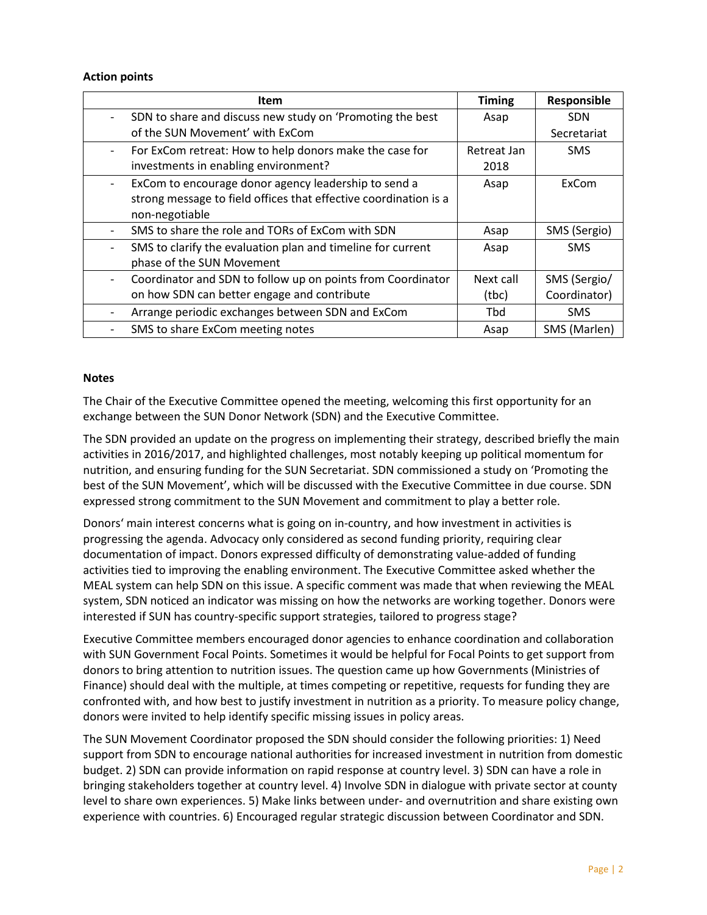**Action points**

| Item | Timing | Responsible |
| --- | --- | --- |
| - SDN to share and discuss new study on 'Promoting the best of the SUN Movement' with ExCom | Asap | SDN Secretariat |
| - For ExCom retreat: How to help donors make the case for investments in enabling environment? | Retreat Jan 2018 | SMS |
| - ExCom to encourage donor agency leadership to send a strong message to field offices that effective coordination is a non-negotiable | Asap | ExCom |
| - SMS to share the role and TORs of ExCom with SDN | Asap | SMS (Sergio) |
| - SMS to clarify the evaluation plan and timeline for current phase of the SUN Movement | Asap | SMS |
| - Coordinator and SDN to follow up on points from Coordinator on how SDN can better engage and contribute | Next call (tbc) | SMS (Sergio/ Coordinator) |
| - Arrange periodic exchanges between SDN and ExCom | Tbd | SMS |
| - SMS to share ExCom meeting notes | Asap | SMS (Marlen) |

**Notes**

The Chair of the Executive Committee opened the meeting, welcoming this first opportunity for an exchange between the SUN Donor Network (SDN) and the Executive Committee.

The SDN provided an update on the progress on implementing their strategy, described briefly the main activities in 2016/2017, and highlighted challenges, most notably keeping up political momentum for nutrition, and ensuring funding for the SUN Secretariat. SDN commissioned a study on 'Promoting the best of the SUN Movement', which will be discussed with the Executive Committee in due course. SDN expressed strong commitment to the SUN Movement and commitment to play a better role.

Donors' main interest concerns what is going on in-country, and how investment in activities is progressing the agenda. Advocacy only considered as second funding priority, requiring clear documentation of impact. Donors expressed difficulty of demonstrating value-added of funding activities tied to improving the enabling environment. The Executive Committee asked whether the MEAL system can help SDN on this issue. A specific comment was made that when reviewing the MEAL system, SDN noticed an indicator was missing on how the networks are working together. Donors were interested if SUN has country-specific support strategies, tailored to progress stage?

Executive Committee members encouraged donor agencies to enhance coordination and collaboration with SUN Government Focal Points. Sometimes it would be helpful for Focal Points to get support from donors to bring attention to nutrition issues. The question came up how Governments (Ministries of Finance) should deal with the multiple, at times competing or repetitive, requests for funding they are confronted with, and how best to justify investment in nutrition as a priority. To measure policy change, donors were invited to help identify specific missing issues in policy areas.

The SUN Movement Coordinator proposed the SDN should consider the following priorities: 1) Need support from SDN to encourage national authorities for increased investment in nutrition from domestic budget. 2) SDN can provide information on rapid response at country level. 3) SDN can have a role in bringing stakeholders together at country level. 4) Involve SDN in dialogue with private sector at county level to share own experiences. 5) Make links between under- and overnutrition and share existing own experience with countries. 6) Encouraged regular strategic discussion between Coordinator and SDN.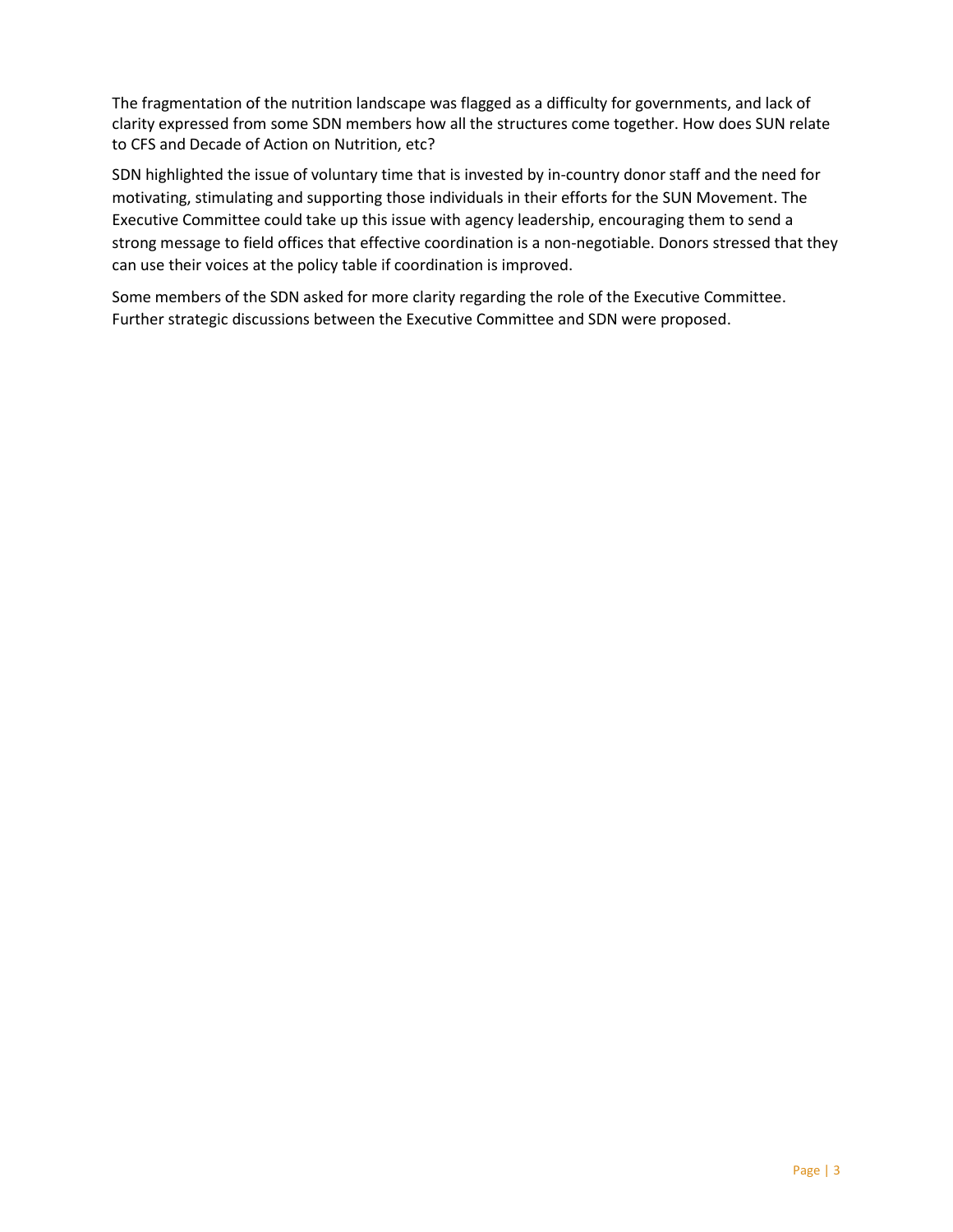The fragmentation of the nutrition landscape was flagged as a difficulty for governments, and lack of clarity expressed from some SDN members how all the structures come together. How does SUN relate to CFS and Decade of Action on Nutrition, etc?

SDN highlighted the issue of voluntary time that is invested by in-country donor staff and the need for motivating, stimulating and supporting those individuals in their efforts for the SUN Movement. The Executive Committee could take up this issue with agency leadership, encouraging them to send a strong message to field offices that effective coordination is a non-negotiable. Donors stressed that they can use their voices at the policy table if coordination is improved.

Some members of the SDN asked for more clarity regarding the role of the Executive Committee. Further strategic discussions between the Executive Committee and SDN were proposed.